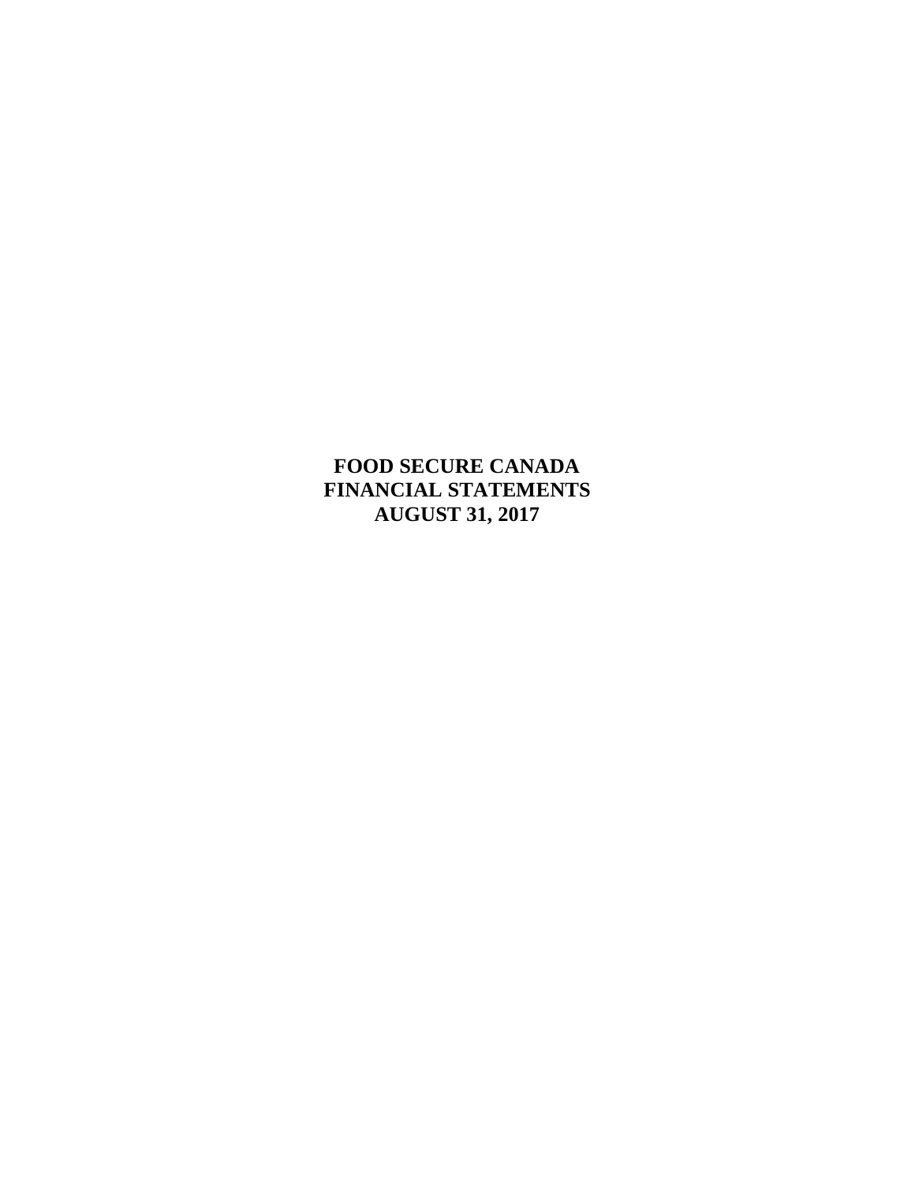# FOOD SECURE CANADA
# FINANCIAL STATEMENTS
# AUGUST 31, 2017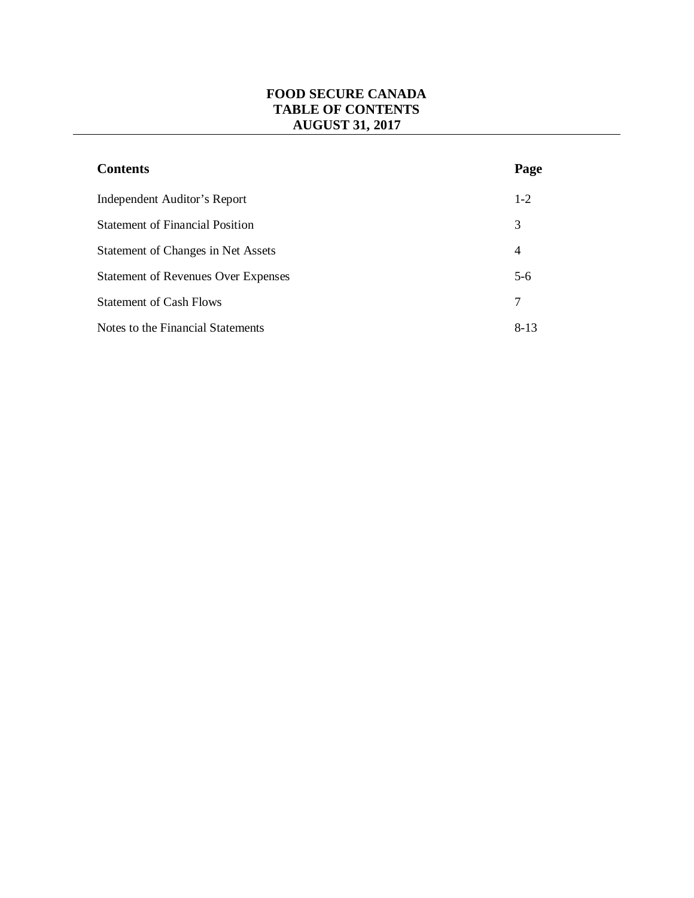# FOOD SECURE CANADA
## TABLE OF CONTENTS
## AUGUST 31, 2017

| Contents | Page |
|---|---|
| Independent Auditor's Report | 1-2 |
| Statement of Financial Position | 3 |
| Statement of Changes in Net Assets | 4 |
| Statement of Revenues Over Expenses | 5-6 |
| Statement of Cash Flows | 7 |
| Notes to the Financial Statements | 8-13 |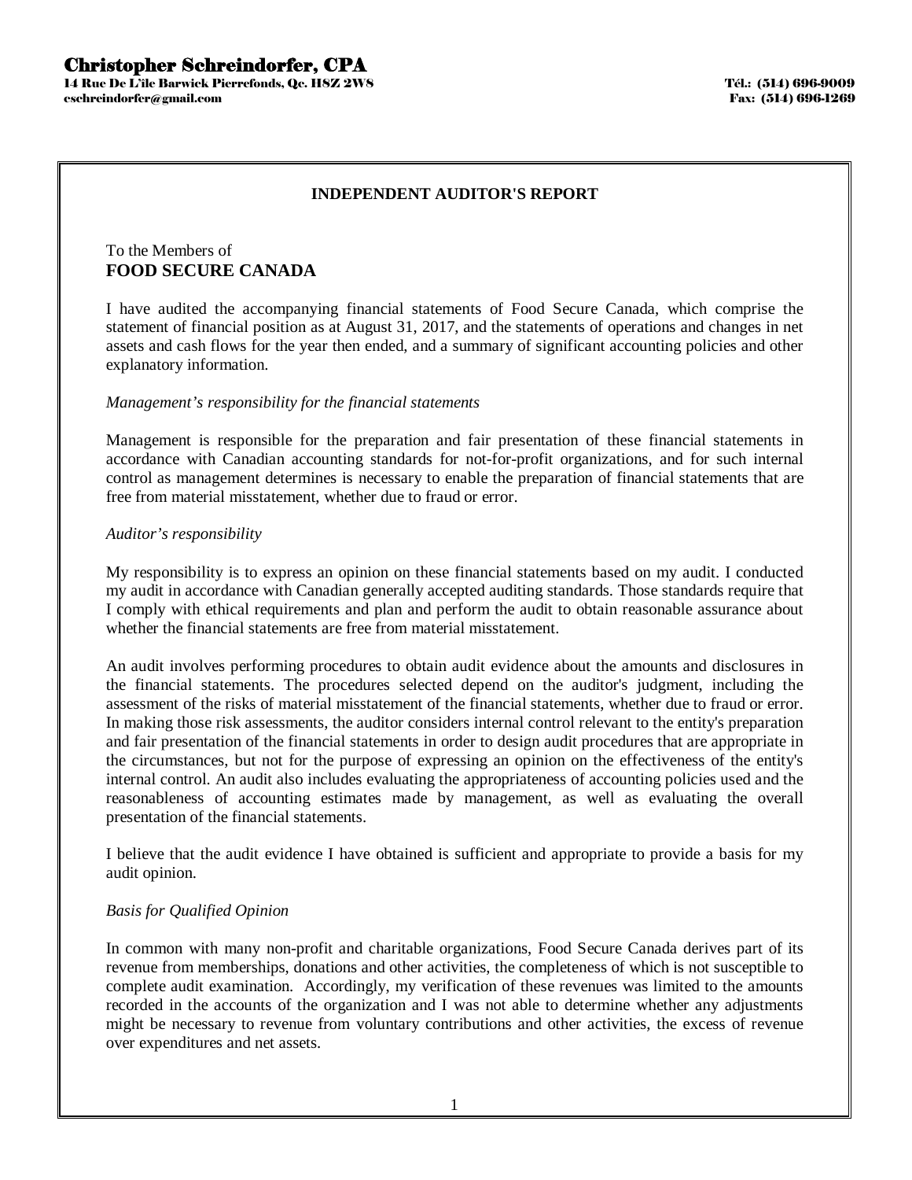**Christopher Schreindorfer, CPA**
14 Rue De L'île Barwick Pierrefonds, Qc. H8Z 2W8
cschreindorfer@gmail.com

Tél.: (514) 696-9009
Fax: (514) 696-1269

## INDEPENDENT AUDITOR'S REPORT

To the Members of
**FOOD SECURE CANADA**

I have audited the accompanying financial statements of Food Secure Canada, which comprise the statement of financial position as at August 31, 2017, and the statements of operations and changes in net assets and cash flows for the year then ended, and a summary of significant accounting policies and other explanatory information.

*Management's responsibility for the financial statements*

Management is responsible for the preparation and fair presentation of these financial statements in accordance with Canadian accounting standards for not-for-profit organizations, and for such internal control as management determines is necessary to enable the preparation of financial statements that are free from material misstatement, whether due to fraud or error.

*Auditor's responsibility*

My responsibility is to express an opinion on these financial statements based on my audit. I conducted my audit in accordance with Canadian generally accepted auditing standards. Those standards require that I comply with ethical requirements and plan and perform the audit to obtain reasonable assurance about whether the financial statements are free from material misstatement.

An audit involves performing procedures to obtain audit evidence about the amounts and disclosures in the financial statements. The procedures selected depend on the auditor's judgment, including the assessment of the risks of material misstatement of the financial statements, whether due to fraud or error. In making those risk assessments, the auditor considers internal control relevant to the entity's preparation and fair presentation of the financial statements in order to design audit procedures that are appropriate in the circumstances, but not for the purpose of expressing an opinion on the effectiveness of the entity's internal control. An audit also includes evaluating the appropriateness of accounting policies used and the reasonableness of accounting estimates made by management, as well as evaluating the overall presentation of the financial statements.

I believe that the audit evidence I have obtained is sufficient and appropriate to provide a basis for my audit opinion.

*Basis for Qualified Opinion*

In common with many non-profit and charitable organizations, Food Secure Canada derives part of its revenue from memberships, donations and other activities, the completeness of which is not susceptible to complete audit examination. Accordingly, my verification of these revenues was limited to the amounts recorded in the accounts of the organization and I was not able to determine whether any adjustments might be necessary to revenue from voluntary contributions and other activities, the excess of revenue over expenditures and net assets.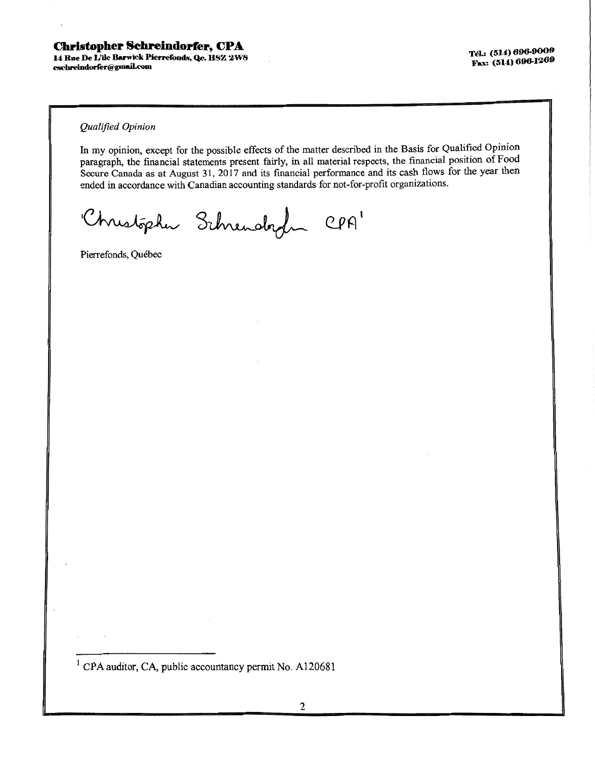**Christopher Schreindorfer, CPA**
14 Rue De L'île Barwick Pierrefonds, Qc. H8Z 2W8
cschreindorfer@gmail.com

Tél.: (514) 696-9009
Fax: (514) 696-1269

*Qualified Opinion*

In my opinion, except for the possible effects of the matter described in the Basis for Qualified Opinion paragraph, the financial statements present fairly, in all material respects, the financial position of Food Secure Canada as at August 31, 2017 and its financial performance and its cash flows for the year then ended in accordance with Canadian accounting standards for not-for-profit organizations.

'Christopher Schreindorfer CPA'[1]

Pierrefonds, Québec

[1] CPA auditor, CA, public accountancy permit No. A120681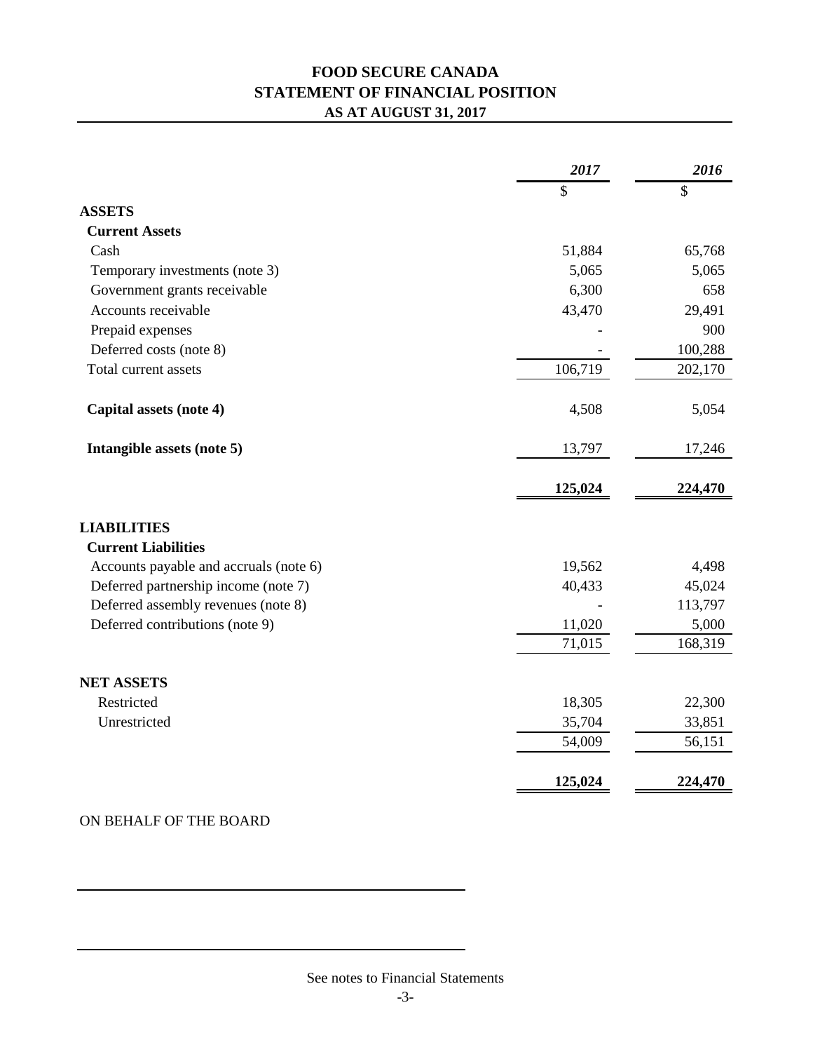# FOOD SECURE CANADA
## STATEMENT OF FINANCIAL POSITION
### AS AT AUGUST 31, 2017

| | *2017* | *2016* |
|---|---|---|
| | $ | $ |
| **ASSETS** | | |
| **Current Assets** | | |
| Cash | 51,884 | 65,768 |
| Temporary investments (note 3) | 5,065 | 5,065 |
| Government grants receivable | 6,300 | 658 |
| Accounts receivable | 43,470 | 29,491 |
| Prepaid expenses | - | 900 |
| Deferred costs (note 8) | - | 100,288 |
| Total current assets | 106,719 | 202,170 |
| **Capital assets (note 4)** | 4,508 | 5,054 |
| **Intangible assets (note 5)** | 13,797 | 17,246 |
| | **125,024** | **224,470** |
| **LIABILITIES** | | |
| **Current Liabilities** | | |
| Accounts payable and accruals (note 6) | 19,562 | 4,498 |
| Deferred partnership income (note 7) | 40,433 | 45,024 |
| Deferred assembly revenues (note 8) | - | 113,797 |
| Deferred contributions (note 9) | 11,020 | 5,000 |
| | 71,015 | 168,319 |
| **NET ASSETS** | | |
| Restricted | 18,305 | 22,300 |
| Unrestricted | 35,704 | 33,851 |
| | 54,009 | 56,151 |
| | **125,024** | **224,470** |

ON BEHALF OF THE BOARD

\_\_\_\_\_\_\_\_\_\_\_\_\_\_\_\_\_\_\_\_\_\_\_\_\_\_\_\_\_\_\_\_\_\_\_\_\_\_\_\_

\_\_\_\_\_\_\_\_\_\_\_\_\_\_\_\_\_\_\_\_\_\_\_\_\_\_\_\_\_\_\_\_\_\_\_\_\_\_\_\_

See notes to Financial Statements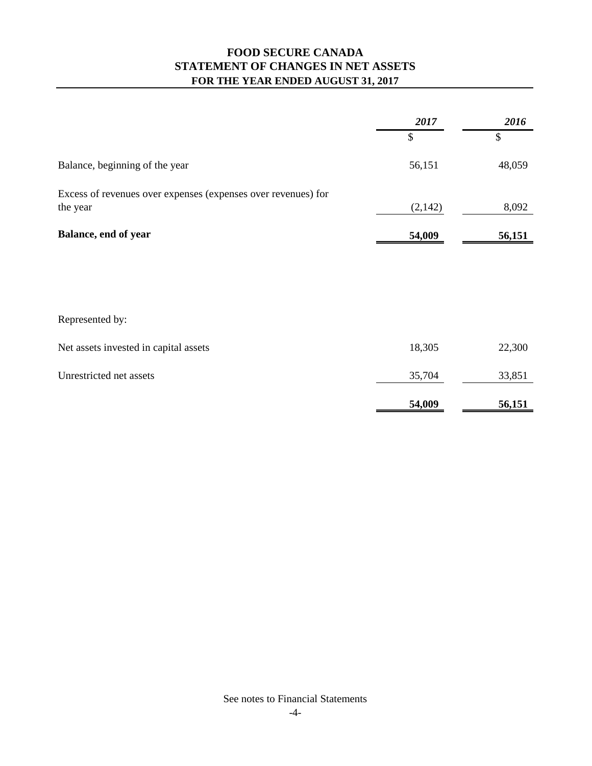# FOOD SECURE CANADA
## STATEMENT OF CHANGES IN NET ASSETS
### FOR THE YEAR ENDED AUGUST 31, 2017

| | *2017* | *2016* |
|---|---|---|
| | $ | $ |
| Balance, beginning of the year | 56,151 | 48,059 |
| Excess of revenues over expenses (expenses over revenues) for the year | (2,142) | 8,092 |
| **Balance, end of year** | **54,009** | **56,151** |

| | | |
|---|---|---|
| Represented by: | | |
| Net assets invested in capital assets | 18,305 | 22,300 |
| Unrestricted net assets | 35,704 | 33,851 |
| | **54,009** | **56,151** |

See notes to Financial Statements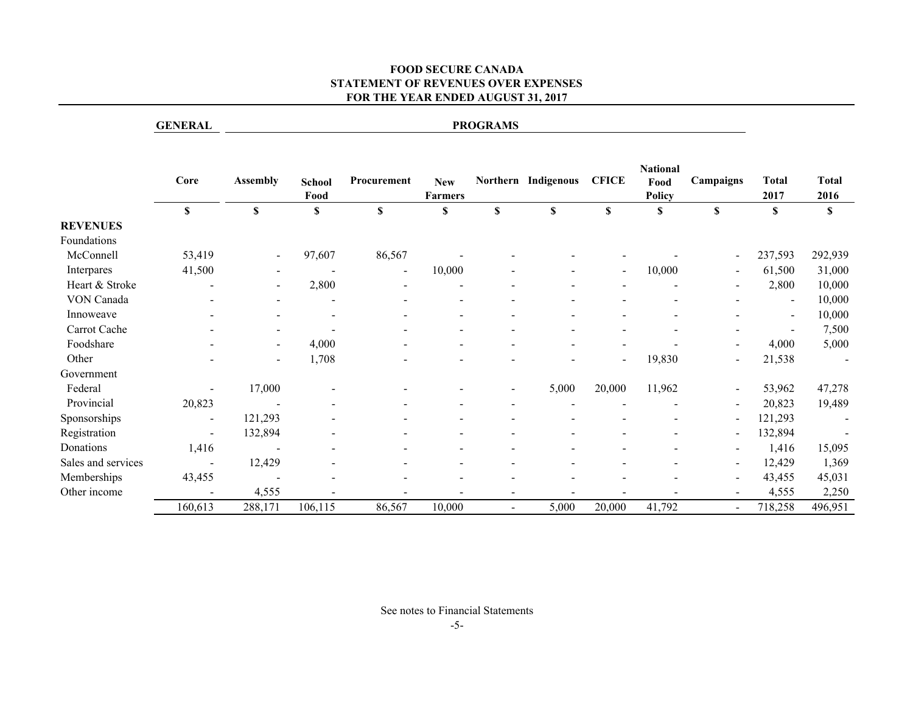**FOOD SECURE CANADA**
**STATEMENT OF REVENUES OVER EXPENSES**
**FOR THE YEAR ENDED AUGUST 31, 2017**

| | GENERAL | PROGRAMS | | | | | | | | | | |
|---|---|---|---|---|---|---|---|---|---|---|---|---|
| | Core | Assembly | School Food | Procurement | New Farmers | Northern | Indigenous | CFICE | National Food Policy | Campaigns | Total 2017 | Total 2016 |
| | $ | $ | $ | $ | $ | $ | $ | $ | $ | $ | $ | $ |
| **REVENUES** | | | | | | | | | | | | |
| Foundations | | | | | | | | | | | | |
| McConnell | 53,419 | - | 97,607 | 86,567 | - | - | - | - | - | - | 237,593 | 292,939 |
| Interpares | 41,500 | - | - | - | 10,000 | - | - | - | 10,000 | - | 61,500 | 31,000 |
| Heart & Stroke | - | - | 2,800 | - | - | - | - | - | - | - | 2,800 | 10,000 |
| VON Canada | - | - | - | - | - | - | - | - | - | - | - | 10,000 |
| Innoweave | - | - | - | - | - | - | - | - | - | - | - | 10,000 |
| Carrot Cache | - | - | - | - | - | - | - | - | - | - | - | 7,500 |
| Foodshare | - | - | 4,000 | - | - | - | - | - | - | - | 4,000 | 5,000 |
| Other | - | - | 1,708 | - | - | - | - | - | 19,830 | - | 21,538 | - |
| Government | | | | | | | | | | | | |
| Federal | - | 17,000 | - | - | - | - | 5,000 | 20,000 | 11,962 | - | 53,962 | 47,278 |
| Provincial | 20,823 | - | - | - | - | - | - | - | - | - | 20,823 | 19,489 |
| Sponsorships | - | 121,293 | - | - | - | - | - | - | - | - | 121,293 | - |
| Registration | - | 132,894 | - | - | - | - | - | - | - | - | 132,894 | - |
| Donations | 1,416 | - | - | - | - | - | - | - | - | - | 1,416 | 15,095 |
| Sales and services | - | 12,429 | - | - | - | - | - | - | - | - | 12,429 | 1,369 |
| Memberships | 43,455 | - | - | - | - | - | - | - | - | - | 43,455 | 45,031 |
| Other income | - | 4,555 | - | - | - | - | - | - | - | - | 4,555 | 2,250 |
| | 160,613 | 288,171 | 106,115 | 86,567 | 10,000 | - | 5,000 | 20,000 | 41,792 | - | 718,258 | 496,951 |

See notes to Financial Statements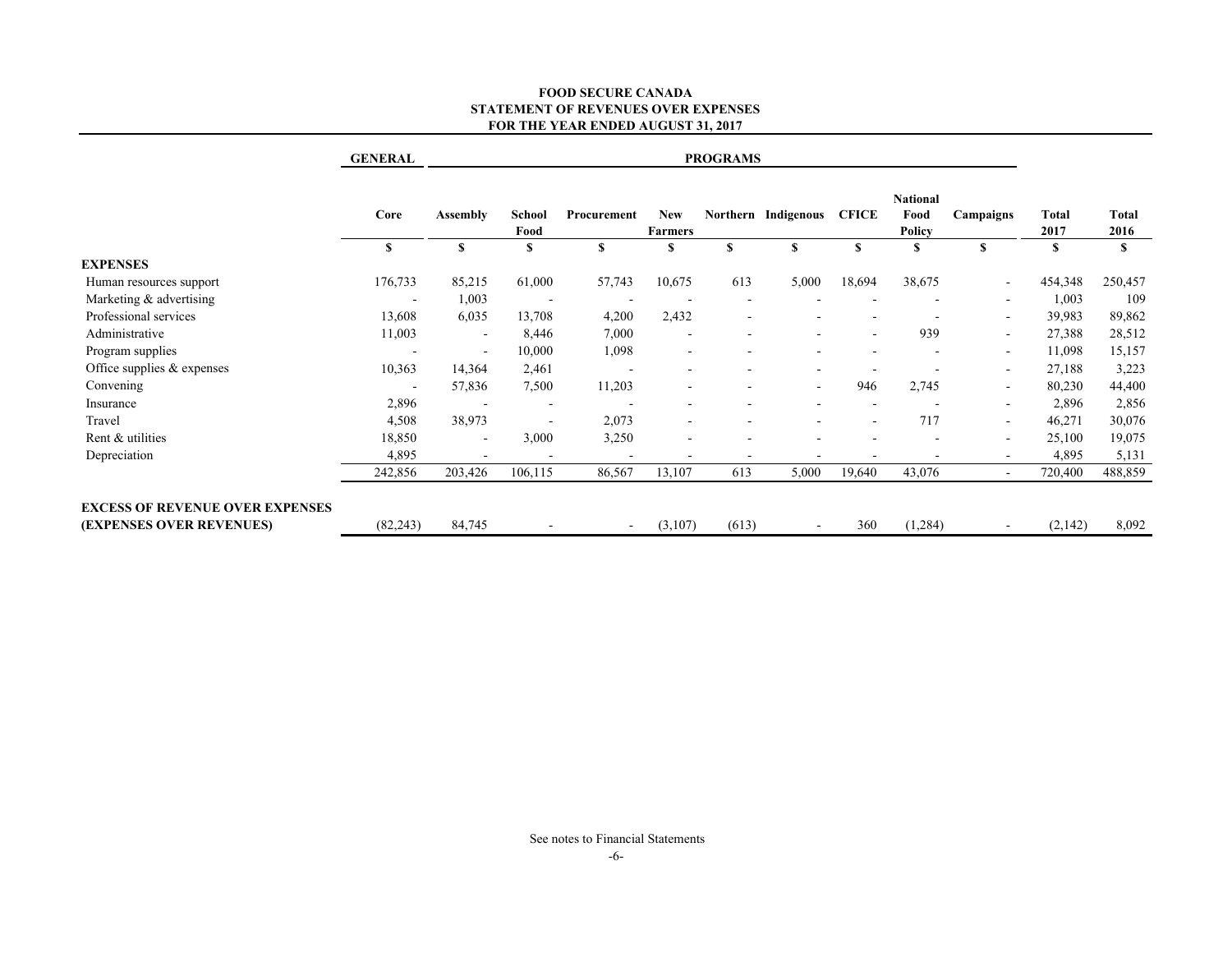**FOOD SECURE CANADA**
**STATEMENT OF REVENUES OVER EXPENSES**
**FOR THE YEAR ENDED AUGUST 31, 2017**

| | GENERAL | PROGRAMS | | | | | | | | | | |
|---|---|---|---|---|---|---|---|---|---|---|---|---|
| | Core | Assembly | School Food | Procurement | New Farmers | Northern | Indigenous | CFICE | National Food Policy | Campaigns | Total 2017 | Total 2016 |
| | $ | $ | $ | $ | $ | $ | $ | $ | $ | $ | $ | $ |
| **EXPENSES** | | | | | | | | | | | | |
| Human resources support | 176,733 | 85,215 | 61,000 | 57,743 | 10,675 | 613 | 5,000 | 18,694 | 38,675 | - | 454,348 | 250,457 |
| Marketing & advertising | - | 1,003 | - | - | - | - | - | - | - | - | 1,003 | 109 |
| Professional services | 13,608 | 6,035 | 13,708 | 4,200 | 2,432 | - | - | - | - | - | 39,983 | 89,862 |
| Administrative | 11,003 | - | 8,446 | 7,000 | - | - | - | - | 939 | - | 27,388 | 28,512 |
| Program supplies | - | - | 10,000 | 1,098 | - | - | - | - | - | - | 11,098 | 15,157 |
| Office supplies & expenses | 10,363 | 14,364 | 2,461 | - | - | - | - | - | - | - | 27,188 | 3,223 |
| Convening | - | 57,836 | 7,500 | 11,203 | - | - | - | 946 | 2,745 | - | 80,230 | 44,400 |
| Insurance | 2,896 | - | - | - | - | - | - | - | - | - | 2,896 | 2,856 |
| Travel | 4,508 | 38,973 | - | 2,073 | - | - | - | - | 717 | - | 46,271 | 30,076 |
| Rent & utilities | 18,850 | - | 3,000 | 3,250 | - | - | - | - | - | - | 25,100 | 19,075 |
| Depreciation | 4,895 | - | - | - | - | - | - | - | - | - | 4,895 | 5,131 |
| | 242,856 | 203,426 | 106,115 | 86,567 | 13,107 | 613 | 5,000 | 19,640 | 43,076 | - | 720,400 | 488,859 |
| **EXCESS OF REVENUE OVER EXPENSES (EXPENSES OVER REVENUES)** | (82,243) | 84,745 | - | - | (3,107) | (613) | - | 360 | (1,284) | - | (2,142) | 8,092 |

See notes to Financial Statements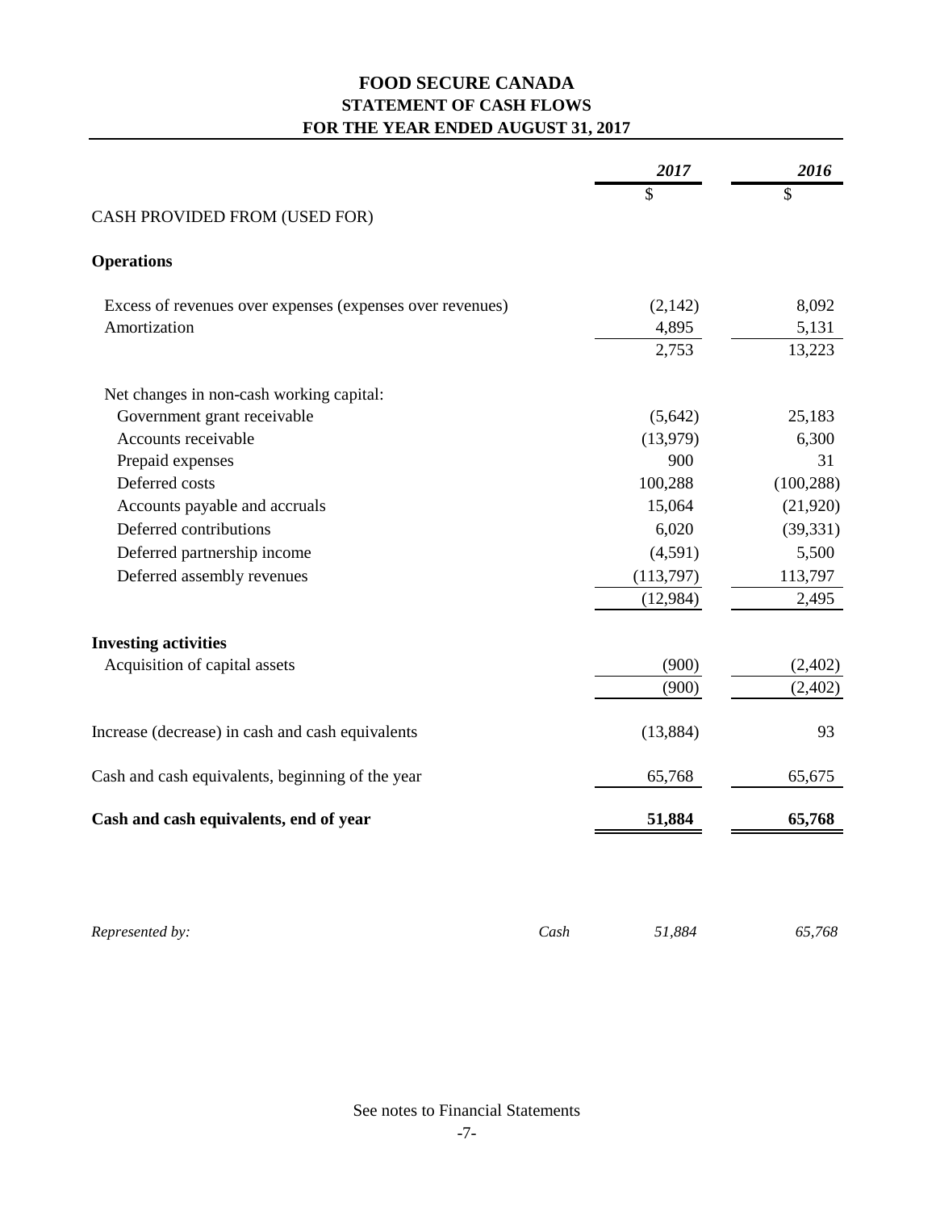# FOOD SECURE CANADA
## STATEMENT OF CASH FLOWS
### FOR THE YEAR ENDED AUGUST 31, 2017

| | *2017* | *2016* |
|---|---|---|
| | $ | $ |
| CASH PROVIDED FROM (USED FOR) | | |
| **Operations** | | |
| Excess of revenues over expenses (expenses over revenues) | (2,142) | 8,092 |
| Amortization | 4,895 | 5,131 |
| | 2,753 | 13,223 |
| Net changes in non-cash working capital: | | |
| Government grant receivable | (5,642) | 25,183 |
| Accounts receivable | (13,979) | 6,300 |
| Prepaid expenses | 900 | 31 |
| Deferred costs | 100,288 | (100,288) |
| Accounts payable and accruals | 15,064 | (21,920) |
| Deferred contributions | 6,020 | (39,331) |
| Deferred partnership income | (4,591) | 5,500 |
| Deferred assembly revenues | (113,797) | 113,797 |
| | (12,984) | 2,495 |
| **Investing activities** | | |
| Acquisition of capital assets | (900) | (2,402) |
| | (900) | (2,402) |
| Increase (decrease) in cash and cash equivalents | (13,884) | 93 |
| Cash and cash equivalents, beginning of the year | 65,768 | 65,675 |
| **Cash and cash equivalents, end of year** | **51,884** | **65,768** |
| *Represented by:* *Cash* | *51,884* | *65,768* |

See notes to Financial Statements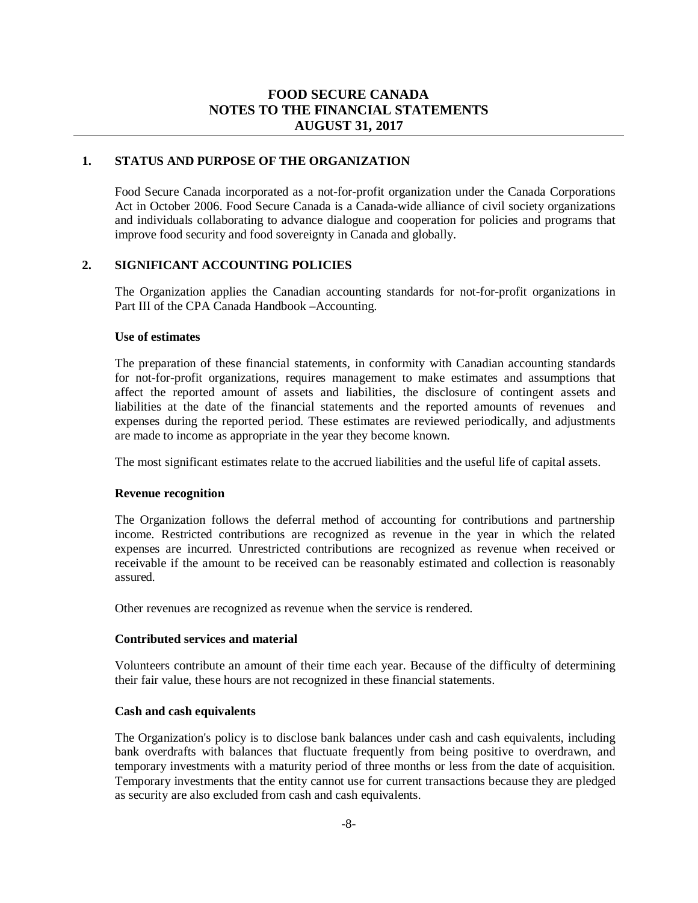# FOOD SECURE CANADA
# NOTES TO THE FINANCIAL STATEMENTS
# AUGUST 31, 2017

## 1. STATUS AND PURPOSE OF THE ORGANIZATION

Food Secure Canada incorporated as a not-for-profit organization under the Canada Corporations Act in October 2006. Food Secure Canada is a Canada-wide alliance of civil society organizations and individuals collaborating to advance dialogue and cooperation for policies and programs that improve food security and food sovereignty in Canada and globally.

## 2. SIGNIFICANT ACCOUNTING POLICIES

The Organization applies the Canadian accounting standards for not-for-profit organizations in Part III of the CPA Canada Handbook –Accounting.

### Use of estimates

The preparation of these financial statements, in conformity with Canadian accounting standards for not-for-profit organizations, requires management to make estimates and assumptions that affect the reported amount of assets and liabilities, the disclosure of contingent assets and liabilities at the date of the financial statements and the reported amounts of revenues and expenses during the reported period. These estimates are reviewed periodically, and adjustments are made to income as appropriate in the year they become known.

The most significant estimates relate to the accrued liabilities and the useful life of capital assets.

### Revenue recognition

The Organization follows the deferral method of accounting for contributions and partnership income. Restricted contributions are recognized as revenue in the year in which the related expenses are incurred. Unrestricted contributions are recognized as revenue when received or receivable if the amount to be received can be reasonably estimated and collection is reasonably assured.

Other revenues are recognized as revenue when the service is rendered.

### Contributed services and material

Volunteers contribute an amount of their time each year. Because of the difficulty of determining their fair value, these hours are not recognized in these financial statements.

### Cash and cash equivalents

The Organization's policy is to disclose bank balances under cash and cash equivalents, including bank overdrafts with balances that fluctuate frequently from being positive to overdrawn, and temporary investments with a maturity period of three months or less from the date of acquisition. Temporary investments that the entity cannot use for current transactions because they are pledged as security are also excluded from cash and cash equivalents.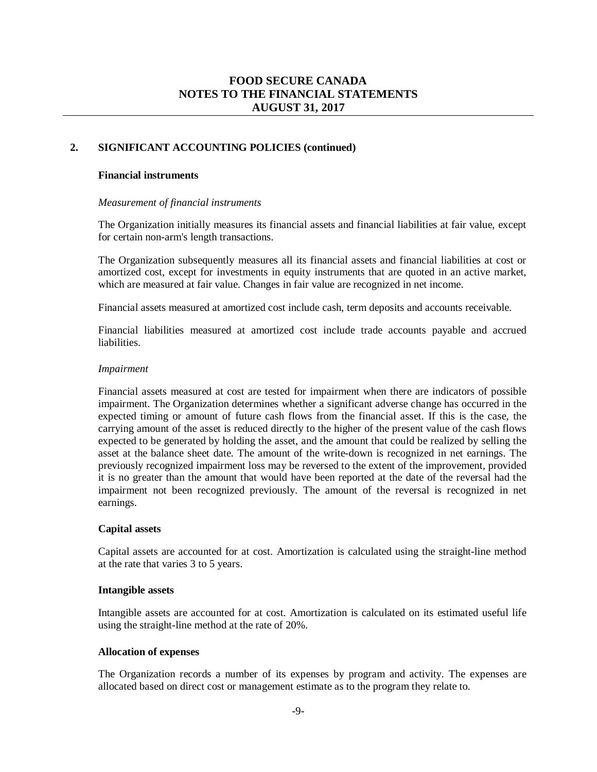## 2. SIGNIFICANT ACCOUNTING POLICIES (continued)

### Financial instruments

*Measurement of financial instruments*

The Organization initially measures its financial assets and financial liabilities at fair value, except for certain non-arm's length transactions.

The Organization subsequently measures all its financial assets and financial liabilities at cost or amortized cost, except for investments in equity instruments that are quoted in an active market, which are measured at fair value. Changes in fair value are recognized in net income.

Financial assets measured at amortized cost include cash, term deposits and accounts receivable.

Financial liabilities measured at amortized cost include trade accounts payable and accrued liabilities.

*Impairment*

Financial assets measured at cost are tested for impairment when there are indicators of possible impairment. The Organization determines whether a significant adverse change has occurred in the expected timing or amount of future cash flows from the financial asset. If this is the case, the carrying amount of the asset is reduced directly to the higher of the present value of the cash flows expected to be generated by holding the asset, and the amount that could be realized by selling the asset at the balance sheet date. The amount of the write-down is recognized in net earnings. The previously recognized impairment loss may be reversed to the extent of the improvement, provided it is no greater than the amount that would have been reported at the date of the reversal had the impairment not been recognized previously. The amount of the reversal is recognized in net earnings.

### Capital assets

Capital assets are accounted for at cost. Amortization is calculated using the straight-line method at the rate that varies 3 to 5 years.

### Intangible assets

Intangible assets are accounted for at cost. Amortization is calculated on its estimated useful life using the straight-line method at the rate of 20%.

### Allocation of expenses

The Organization records a number of its expenses by program and activity. The expenses are allocated based on direct cost or management estimate as to the program they relate to.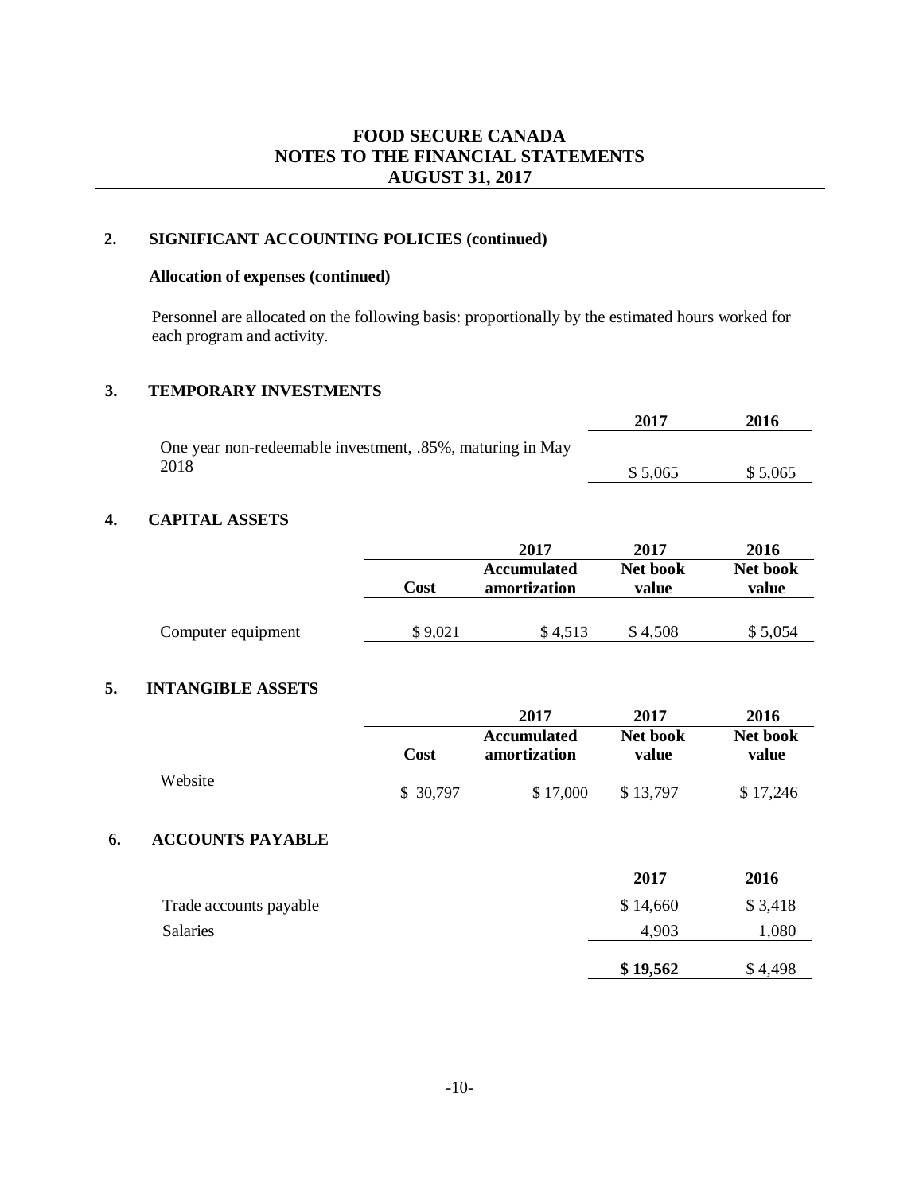FOOD SECURE CANADA
NOTES TO THE FINANCIAL STATEMENTS
AUGUST 31, 2017

## 2. SIGNIFICANT ACCOUNTING POLICIES (continued)

### Allocation of expenses (continued)

Personnel are allocated on the following basis: proportionally by the estimated hours worked for each program and activity.

## 3. TEMPORARY INVESTMENTS

| | 2017 | 2016 |
|---|---|---|
| One year non-redeemable investment, .85%, maturing in May 2018 | $ 5,065 | $ 5,065 |

## 4. CAPITAL ASSETS

| | Cost | 2017 Accumulated amortization | 2017 Net book value | 2016 Net book value |
|---|---|---|---|---|
| Computer equipment | $ 9,021 | $ 4,513 | $ 4,508 | $ 5,054 |

## 5. INTANGIBLE ASSETS

| | Cost | 2017 Accumulated amortization | 2017 Net book value | 2016 Net book value |
|---|---|---|---|---|
| Website | $ 30,797 | $ 17,000 | $ 13,797 | $ 17,246 |

## 6. ACCOUNTS PAYABLE

| | 2017 | 2016 |
|---|---|---|
| Trade accounts payable | $ 14,660 | $ 3,418 |
| Salaries | 4,903 | 1,080 |
| | **$ 19,562** | $ 4,498 |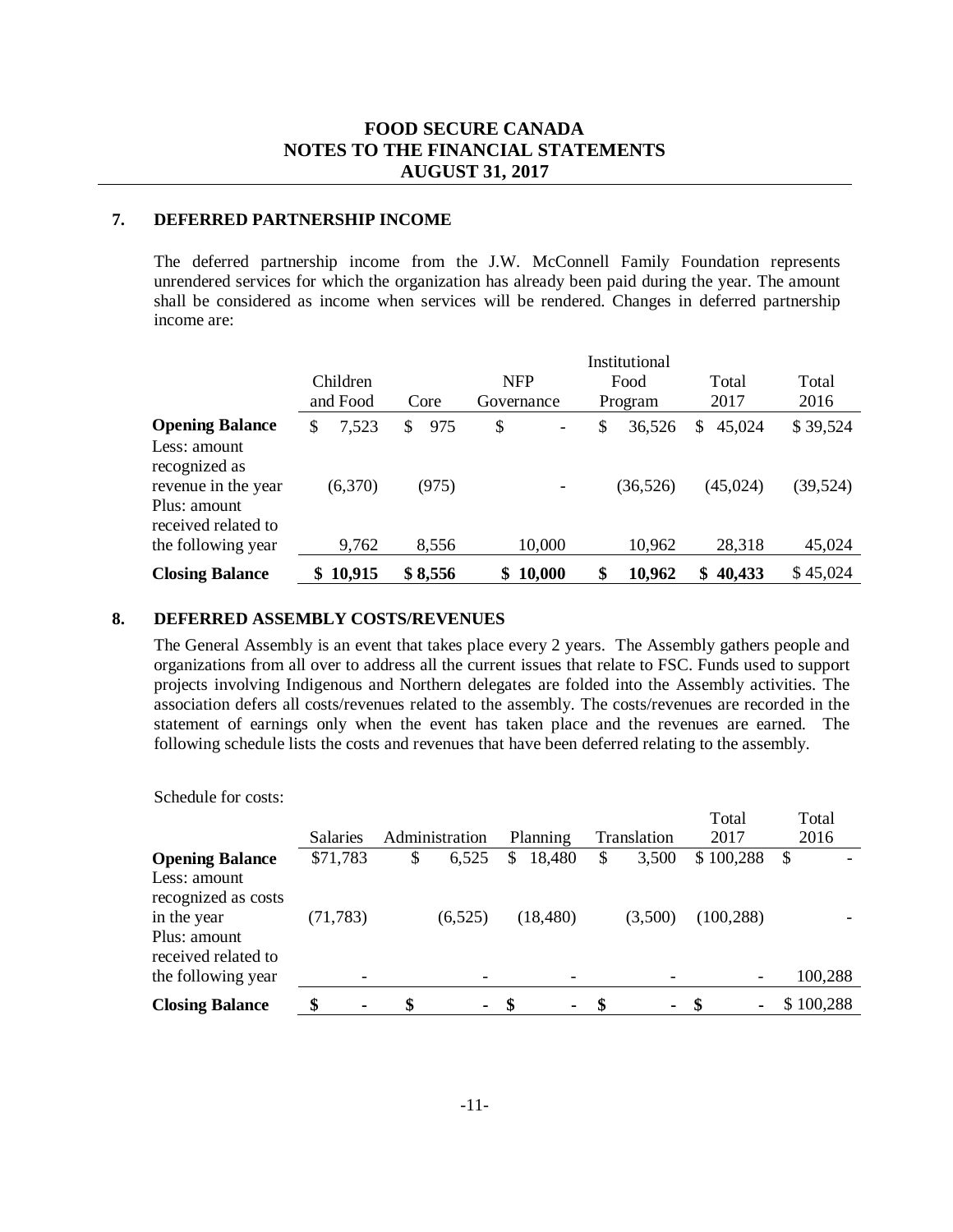# FOOD SECURE CANADA
## NOTES TO THE FINANCIAL STATEMENTS
## AUGUST 31, 2017

### 7. DEFERRED PARTNERSHIP INCOME

The deferred partnership income from the J.W. McConnell Family Foundation represents unrendered services for which the organization has already been paid during the year. The amount shall be considered as income when services will be rendered. Changes in deferred partnership income are:

| | Children and Food | Core | NFP Governance | Institutional Food Program | Total 2017 | Total 2016 |
|---|---|---|---|---|---|---|
| **Opening Balance** | $ 7,523 | $ 975 | $ - | $ 36,526 | $ 45,024 | $ 39,524 |
| Less: amount recognized as revenue in the year | (6,370) | (975) | - | (36,526) | (45,024) | (39,524) |
| Plus: amount received related to the following year | 9,762 | 8,556 | 10,000 | 10,962 | 28,318 | 45,024 |
| **Closing Balance** | **$ 10,915** | **$ 8,556** | **$ 10,000** | **$ 10,962** | **$ 40,433** | $ 45,024 |

### 8. DEFERRED ASSEMBLY COSTS/REVENUES

The General Assembly is an event that takes place every 2 years. The Assembly gathers people and organizations from all over to address all the current issues that relate to FSC. Funds used to support projects involving Indigenous and Northern delegates are folded into the Assembly activities. The association defers all costs/revenues related to the assembly. The costs/revenues are recorded in the statement of earnings only when the event has taken place and the revenues are earned. The following schedule lists the costs and revenues that have been deferred relating to the assembly.

Schedule for costs:

| | Salaries | Administration | Planning | Translation | Total 2017 | Total 2016 |
|---|---|---|---|---|---|---|
| **Opening Balance** | $71,783 | $ 6,525 | $ 18,480 | $ 3,500 | $ 100,288 | $ - |
| Less: amount recognized as costs in the year | (71,783) | (6,525) | (18,480) | (3,500) | (100,288) | - |
| Plus: amount received related to the following year | - | - | - | - | - | 100,288 |
| **Closing Balance** | **$ -** | **$ -** | **$ -** | **$ -** | **$ -** | $ 100,288 |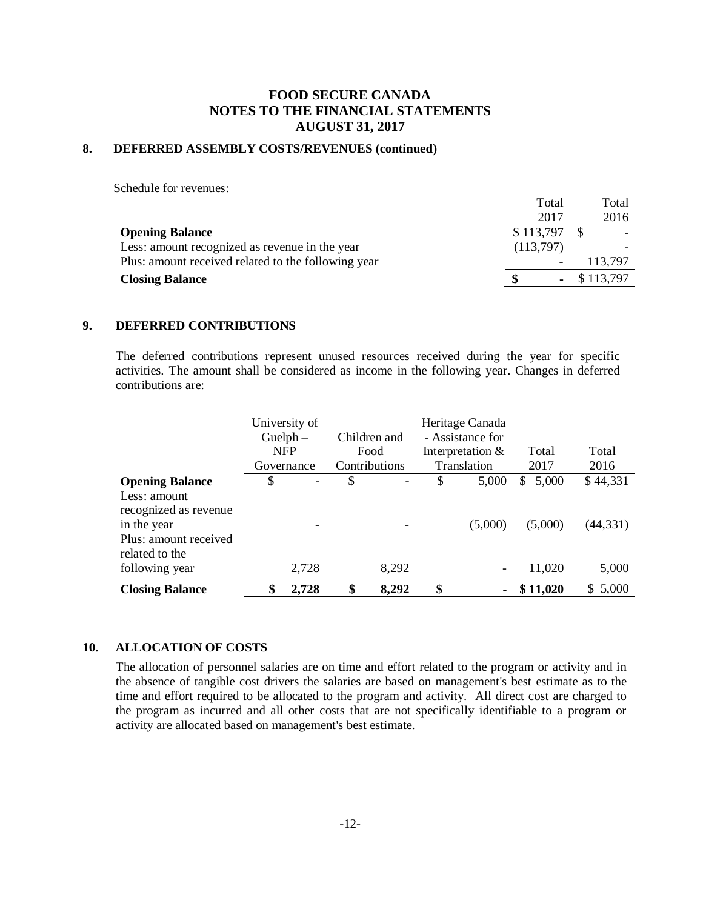# FOOD SECURE CANADA
# NOTES TO THE FINANCIAL STATEMENTS
# AUGUST 31, 2017

## 8. DEFERRED ASSEMBLY COSTS/REVENUES (continued)

Schedule for revenues:

| | Total 2017 | Total 2016 |
|---|---|---|
| **Opening Balance** | $ 113,797 | $ - |
| Less: amount recognized as revenue in the year | (113,797) | - |
| Plus: amount received related to the following year | - | 113,797 |
| **Closing Balance** | **$ -** | $ 113,797 |

## 9. DEFERRED CONTRIBUTIONS

The deferred contributions represent unused resources received during the year for specific activities. The amount shall be considered as income in the following year. Changes in deferred contributions are:

| | University of Guelph – NFP Governance | Children and Food Contributions | Heritage Canada - Assistance for Interpretation & Translation | Total 2017 | Total 2016 |
|---|---|---|---|---|---|
| **Opening Balance** | $ - | $ - | $ 5,000 | $ 5,000 | $ 44,331 |
| Less: amount recognized as revenue in the year | - | - | (5,000) | (5,000) | (44,331) |
| Plus: amount received related to the following year | 2,728 | 8,292 | - | 11,020 | 5,000 |
| **Closing Balance** | **$ 2,728** | **$ 8,292** | **$ -** | **$ 11,020** | $ 5,000 |

## 10. ALLOCATION OF COSTS

The allocation of personnel salaries are on time and effort related to the program or activity and in the absence of tangible cost drivers the salaries are based on management's best estimate as to the time and effort required to be allocated to the program and activity. All direct cost are charged to the program as incurred and all other costs that are not specifically identifiable to a program or activity are allocated based on management's best estimate.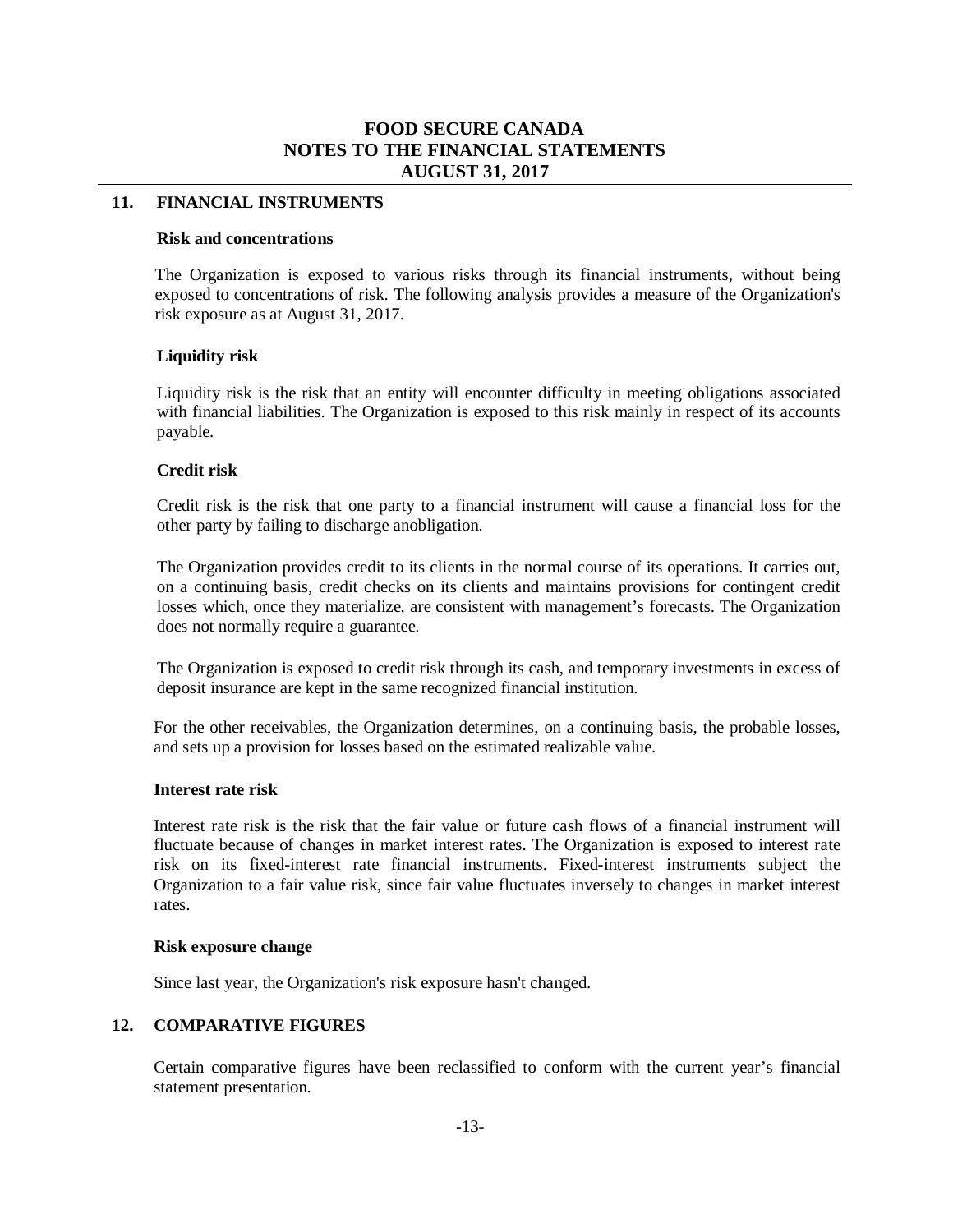# FOOD SECURE CANADA
# NOTES TO THE FINANCIAL STATEMENTS
# AUGUST 31, 2017

## 11. FINANCIAL INSTRUMENTS

### Risk and concentrations

The Organization is exposed to various risks through its financial instruments, without being exposed to concentrations of risk. The following analysis provides a measure of the Organization's risk exposure as at August 31, 2017.

### Liquidity risk

Liquidity risk is the risk that an entity will encounter difficulty in meeting obligations associated with financial liabilities. The Organization is exposed to this risk mainly in respect of its accounts payable.

### Credit risk

Credit risk is the risk that one party to a financial instrument will cause a financial loss for the other party by failing to discharge anobligation.

The Organization provides credit to its clients in the normal course of its operations. It carries out, on a continuing basis, credit checks on its clients and maintains provisions for contingent credit losses which, once they materialize, are consistent with management's forecasts. The Organization does not normally require a guarantee.

The Organization is exposed to credit risk through its cash, and temporary investments in excess of deposit insurance are kept in the same recognized financial institution.

For the other receivables, the Organization determines, on a continuing basis, the probable losses, and sets up a provision for losses based on the estimated realizable value.

### Interest rate risk

Interest rate risk is the risk that the fair value or future cash flows of a financial instrument will fluctuate because of changes in market interest rates. The Organization is exposed to interest rate risk on its fixed-interest rate financial instruments. Fixed-interest instruments subject the Organization to a fair value risk, since fair value fluctuates inversely to changes in market interest rates.

### Risk exposure change

Since last year, the Organization's risk exposure hasn't changed.

## 12. COMPARATIVE FIGURES

Certain comparative figures have been reclassified to conform with the current year's financial statement presentation.